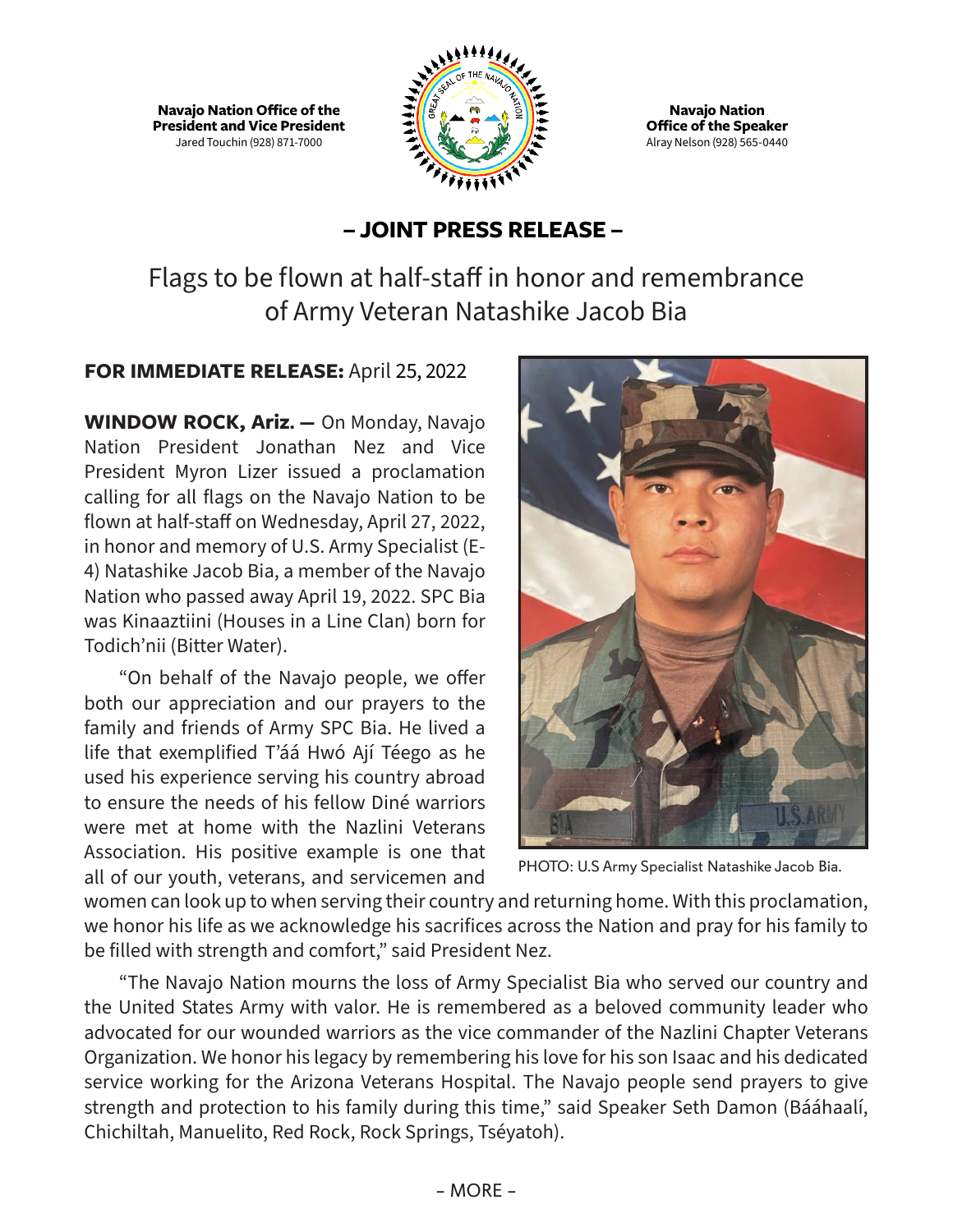**Navajo Nation Office of the President and Vice President**
Jared Touchin (928) 871-7000

**Navajo Nation Office of the Speaker**
Alray Nelson (928) 565-0440

## – JOINT PRESS RELEASE –

# Flags to be flown at half-staff in honor and remembrance of Army Veteran Natashike Jacob Bia

**FOR IMMEDIATE RELEASE:** April 25, 2022

**WINDOW ROCK, Ariz. —** On Monday, Navajo Nation President Jonathan Nez and Vice President Myron Lizer issued a proclamation calling for all flags on the Navajo Nation to be flown at half-staff on Wednesday, April 27, 2022, in honor and memory of U.S. Army Specialist (E-4) Natashike Jacob Bia, a member of the Navajo Nation who passed away April 19, 2022. SPC Bia was Kinaaztiini (Houses in a Line Clan) born for Todich'nii (Bitter Water).

PHOTO: U.S Army Specialist Natashike Jacob Bia.

"On behalf of the Navajo people, we offer both our appreciation and our prayers to the family and friends of Army SPC Bia. He lived a life that exemplified T'áá Hwó Ají Téego as he used his experience serving his country abroad to ensure the needs of his fellow Diné warriors were met at home with the Nazlini Veterans Association. His positive example is one that all of our youth, veterans, and servicemen and women can look up to when serving their country and returning home. With this proclamation, we honor his life as we acknowledge his sacrifices across the Nation and pray for his family to be filled with strength and comfort," said President Nez.

"The Navajo Nation mourns the loss of Army Specialist Bia who served our country and the United States Army with valor. He is remembered as a beloved community leader who advocated for our wounded warriors as the vice commander of the Nazlini Chapter Veterans Organization. We honor his legacy by remembering his love for his son Isaac and his dedicated service working for the Arizona Veterans Hospital. The Navajo people send prayers to give strength and protection to his family during this time," said Speaker Seth Damon (Bááhaalí, Chichiltah, Manuelito, Red Rock, Rock Springs, Tséyatoh).

- MORE -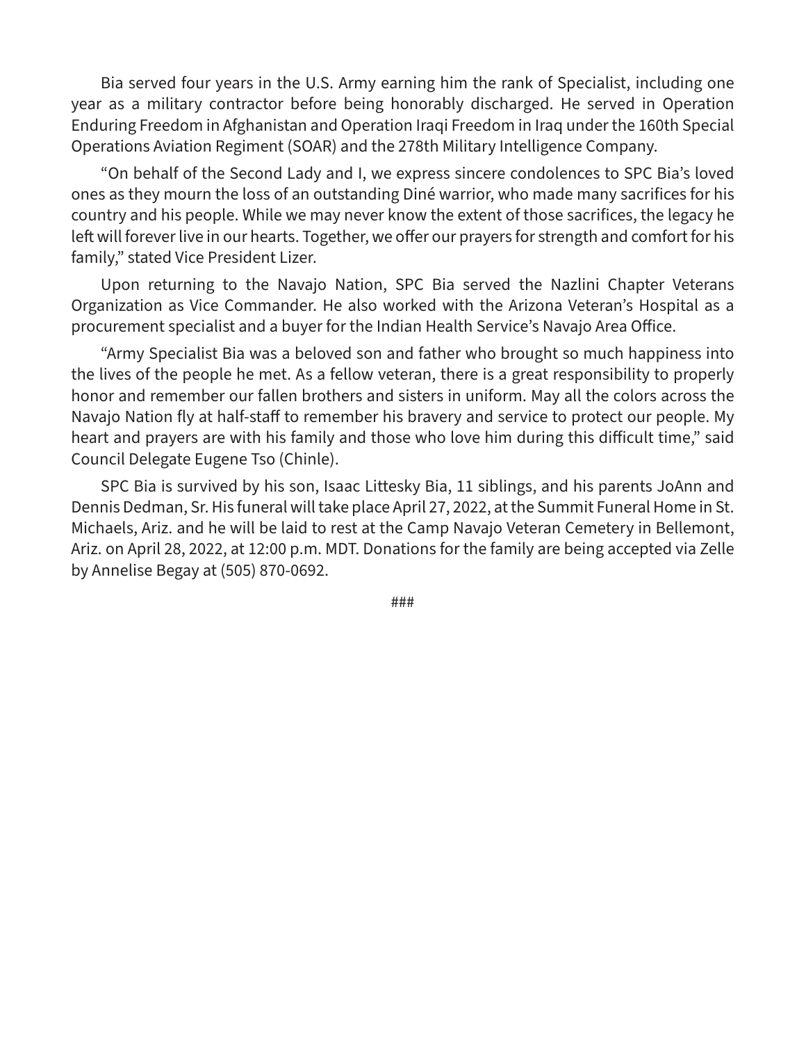Bia served four years in the U.S. Army earning him the rank of Specialist, including one year as a military contractor before being honorably discharged. He served in Operation Enduring Freedom in Afghanistan and Operation Iraqi Freedom in Iraq under the 160th Special Operations Aviation Regiment (SOAR) and the 278th Military Intelligence Company.

"On behalf of the Second Lady and I, we express sincere condolences to SPC Bia's loved ones as they mourn the loss of an outstanding Diné warrior, who made many sacrifices for his country and his people. While we may never know the extent of those sacrifices, the legacy he left will forever live in our hearts. Together, we offer our prayers for strength and comfort for his family," stated Vice President Lizer.

Upon returning to the Navajo Nation, SPC Bia served the Nazlini Chapter Veterans Organization as Vice Commander. He also worked with the Arizona Veteran's Hospital as a procurement specialist and a buyer for the Indian Health Service's Navajo Area Office.

"Army Specialist Bia was a beloved son and father who brought so much happiness into the lives of the people he met. As a fellow veteran, there is a great responsibility to properly honor and remember our fallen brothers and sisters in uniform. May all the colors across the Navajo Nation fly at half-staff to remember his bravery and service to protect our people. My heart and prayers are with his family and those who love him during this difficult time," said Council Delegate Eugene Tso (Chinle).

SPC Bia is survived by his son, Isaac Littesky Bia, 11 siblings, and his parents JoAnn and Dennis Dedman, Sr. His funeral will take place April 27, 2022, at the Summit Funeral Home in St. Michaels, Ariz. and he will be laid to rest at the Camp Navajo Veteran Cemetery in Bellemont, Ariz. on April 28, 2022, at 12:00 p.m. MDT. Donations for the family are being accepted via Zelle by Annelise Begay at (505) 870-0692.

###